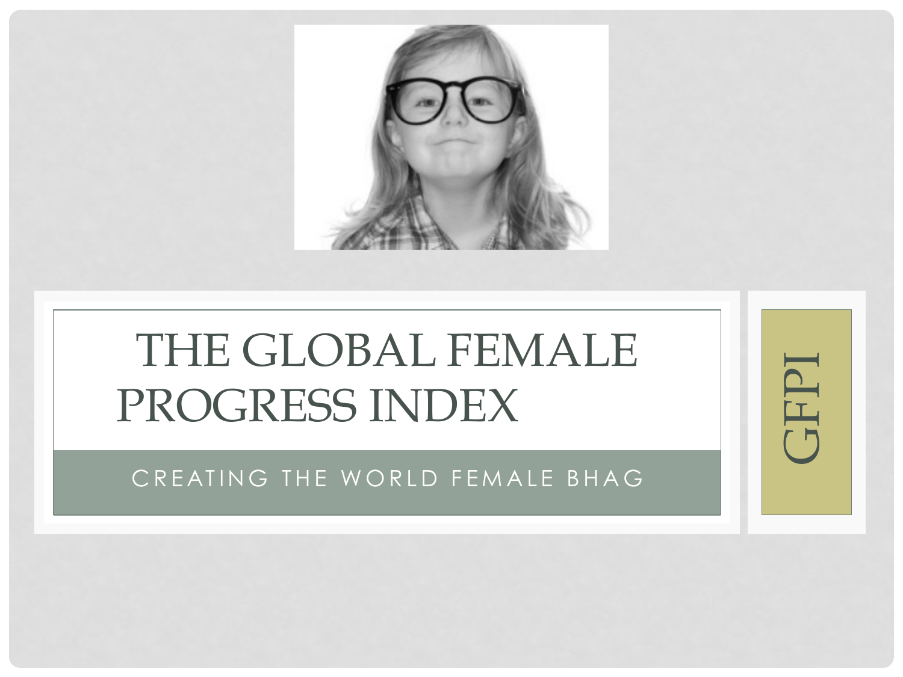# THE GLOBAL FEMALE PROGRESS INDEX

## CREATING THE WORLD FEMALE BHAG

GFPI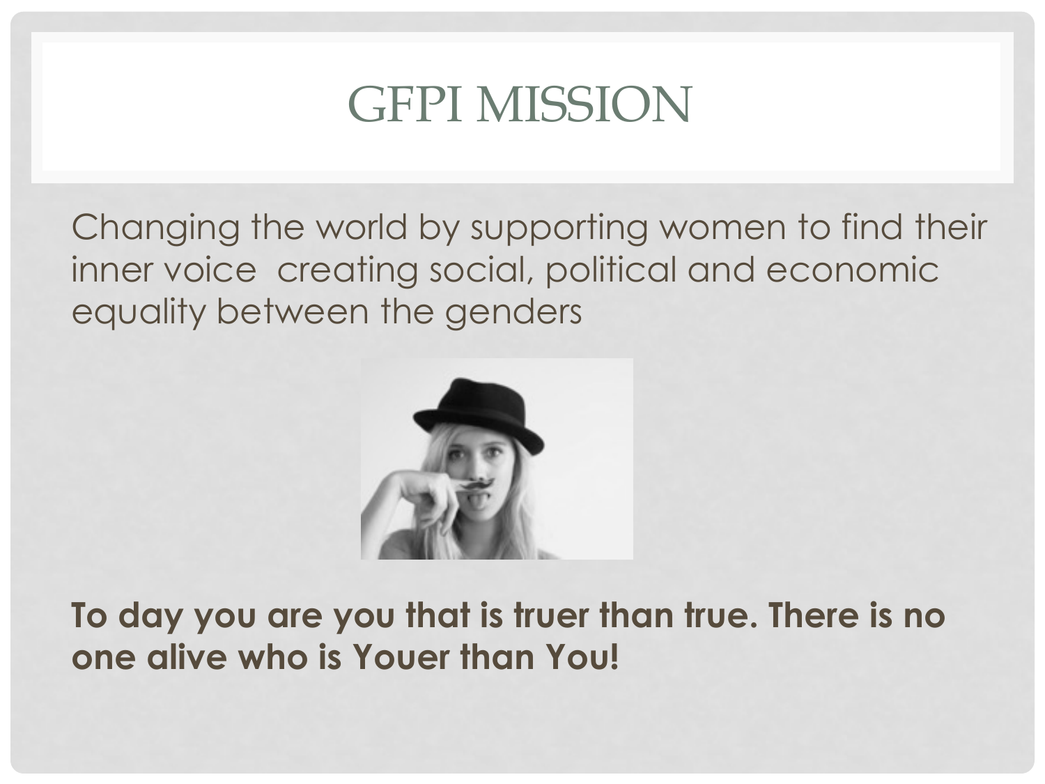# GFPI MISSION

Changing the world by supporting women to find their inner voice  creating social, political and economic equality between the genders

**To day you are you that is truer than true. There is no one alive who is Youer than You!**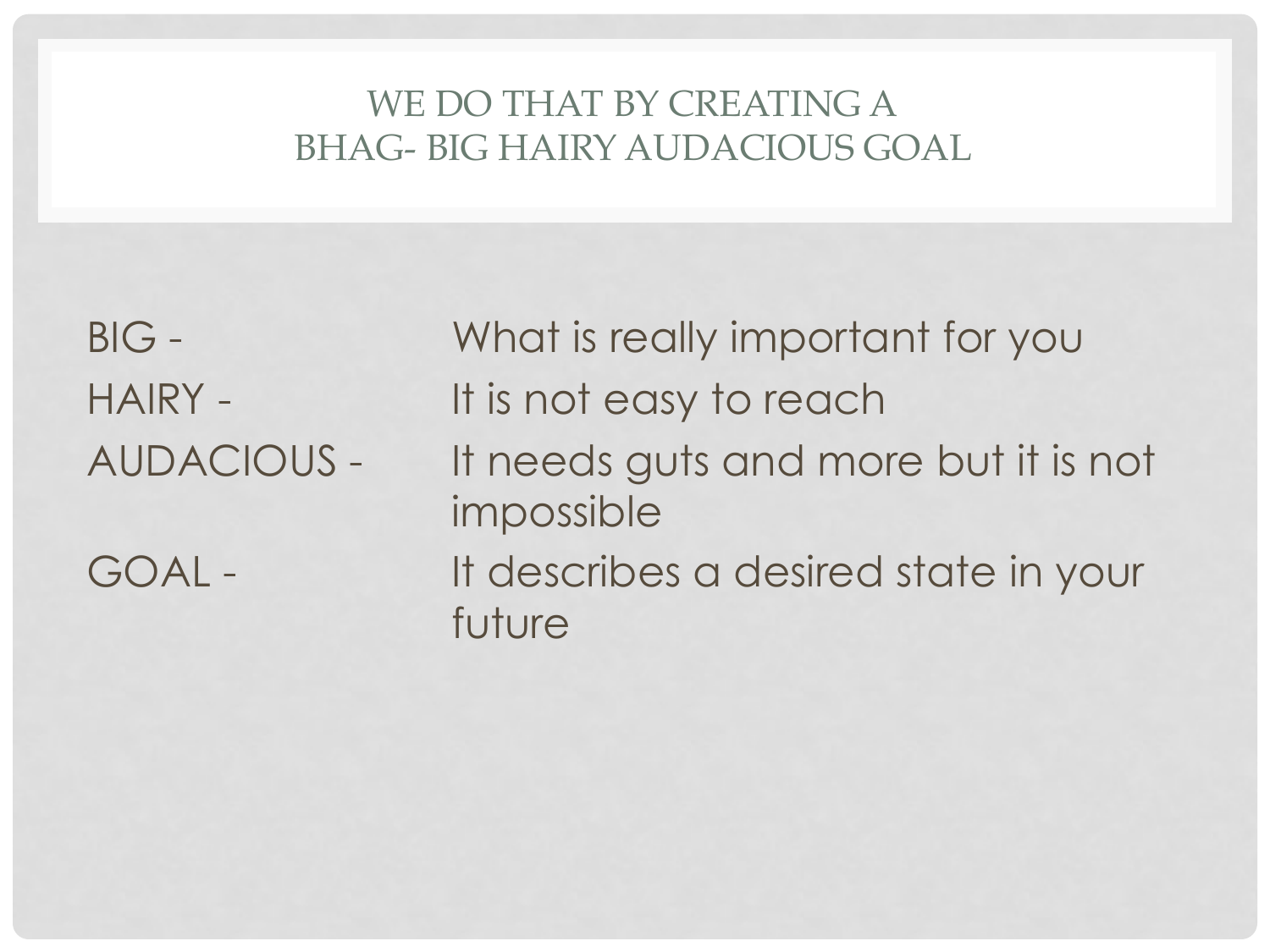# WE DO THAT BY CREATING A BHAG- BIG HAIRY AUDACIOUS GOAL

| | |
|---|---|
| BIG - | What is really important for you |
| HAIRY - | It is not easy to reach |
| AUDACIOUS - | It needs guts and more but it is not impossible |
| GOAL - | It describes a desired state in your future |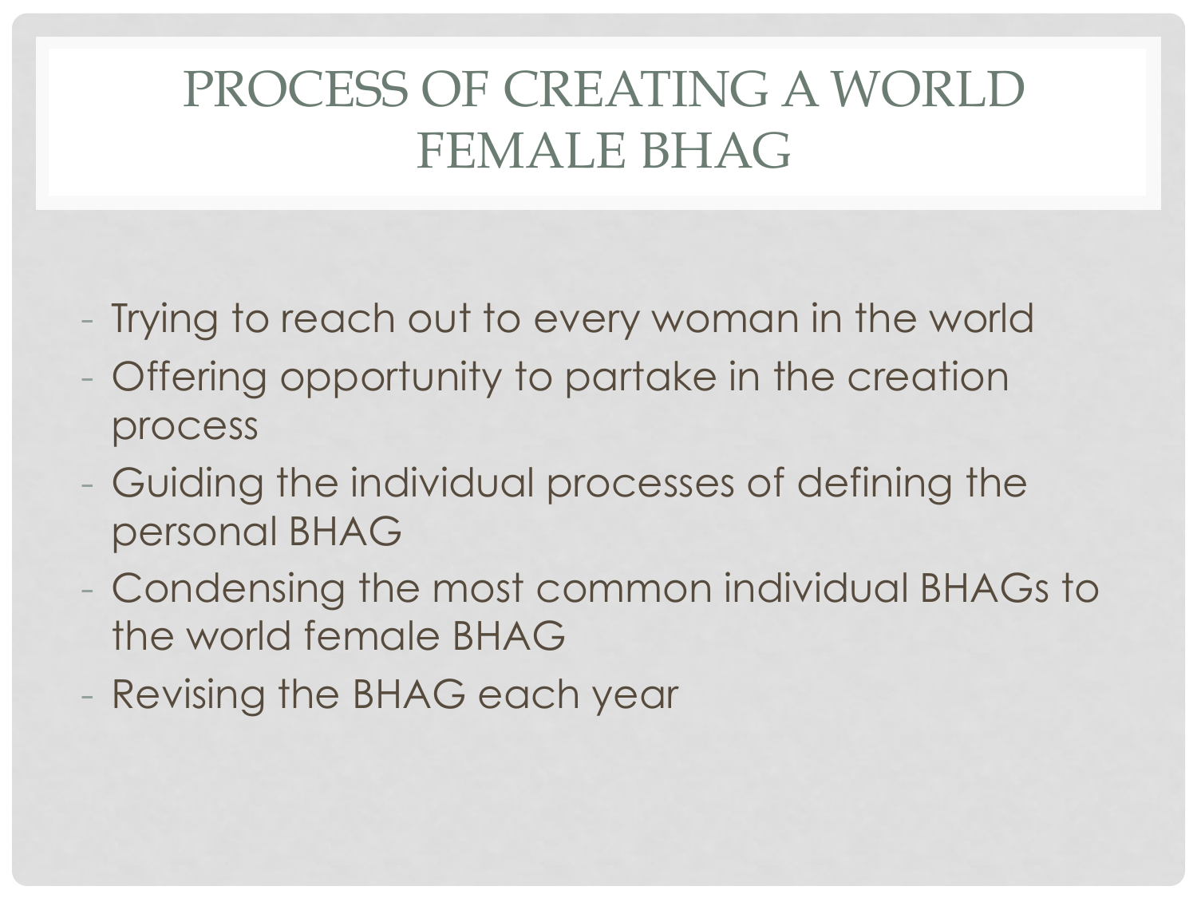# PROCESS OF CREATING A WORLD FEMALE BHAG

- Trying to reach out to every woman in the world
- Offering opportunity to partake in the creation process
- Guiding the individual processes of defining the personal BHAG
- Condensing the most common individual BHAGs to the world female BHAG
- Revising the BHAG each year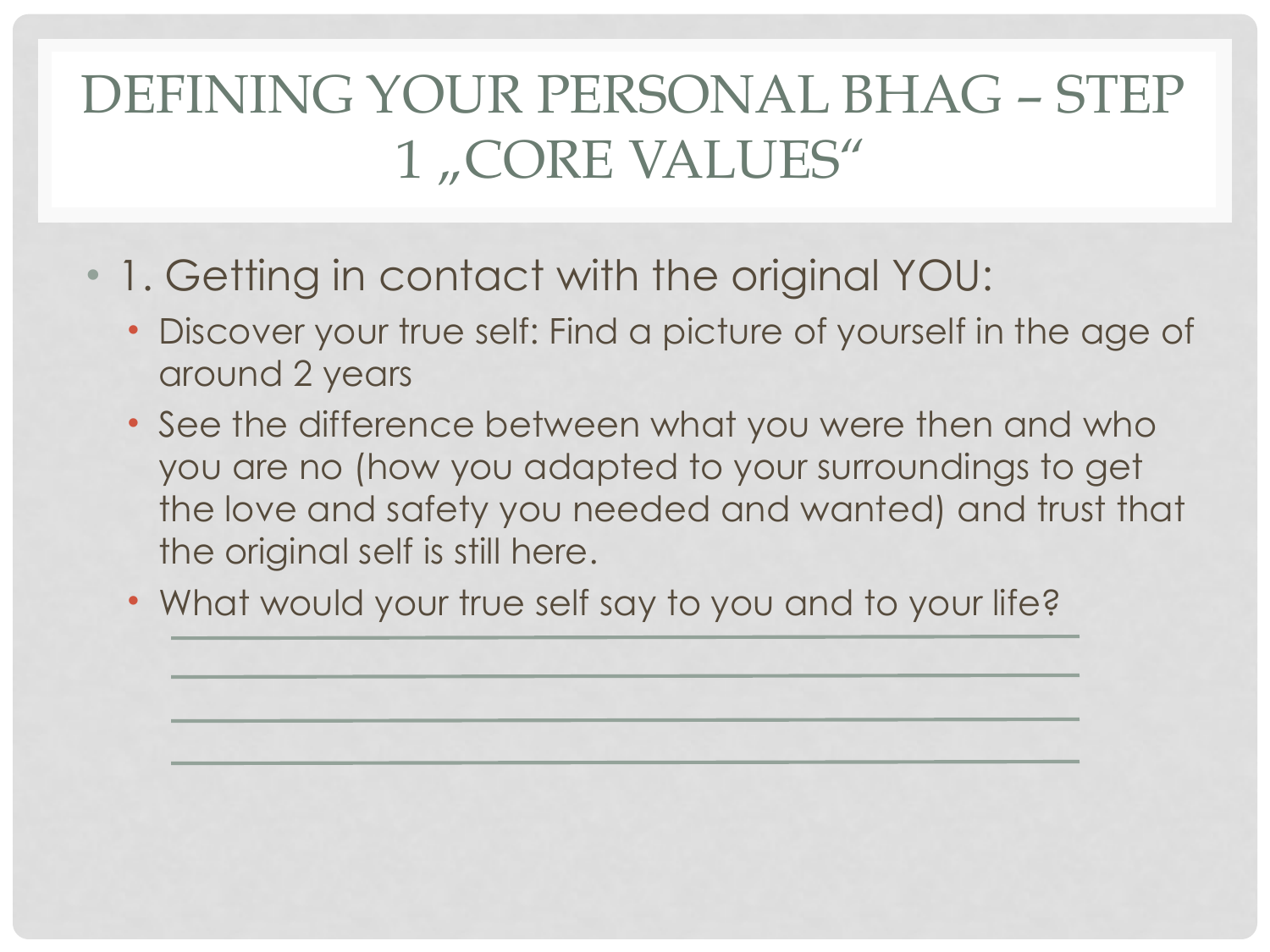# DEFINING YOUR PERSONAL BHAG – STEP 1 „CORE VALUES“

- 1. Getting in contact with the original YOU:
  - Discover your true self: Find a picture of yourself in the age of around 2 years
  - See the difference between what you were then and who you are no (how you adapted to your surroundings to get the love and safety you needed and wanted) and trust that the original self is still here.
  - What would your true self say to you and to your life?

    ______________________________________________

    ______________________________________________

    ______________________________________________

    ______________________________________________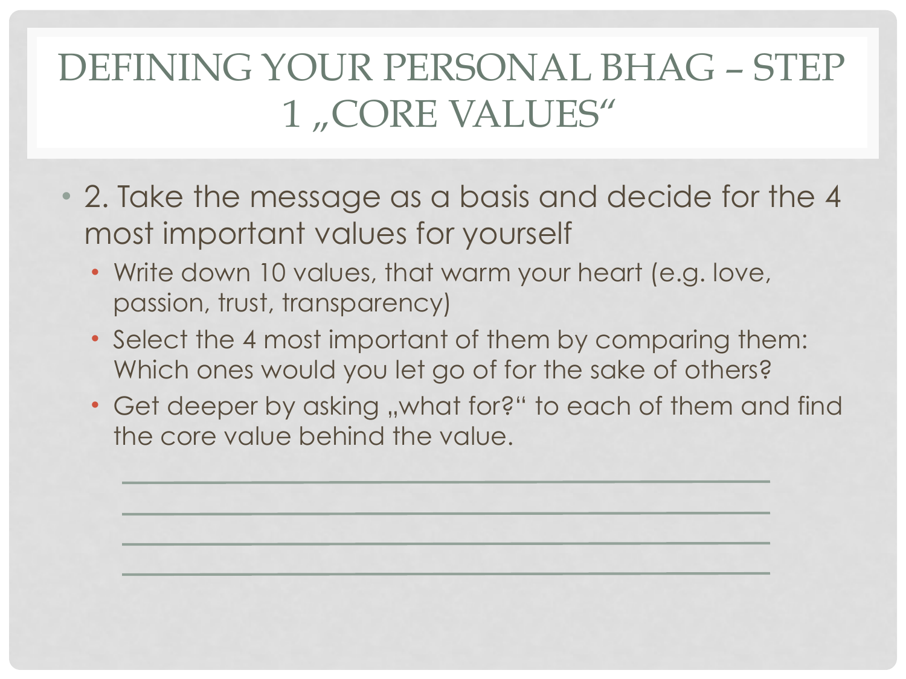# DEFINING YOUR PERSONAL BHAG – STEP 1 „CORE VALUES"

- 2. Take the message as a basis and decide for the 4 most important values for yourself
  - Write down 10 values, that warm your heart (e.g. love, passion, trust, transparency)
  - Select the 4 most important of them by comparing them: Which ones would you let go of for the sake of others?
  - Get deeper by asking „what for?" to each of them and find the core value behind the value.

\_\_\_\_\_\_\_\_\_\_\_\_\_\_\_\_\_\_\_\_\_\_\_\_\_\_\_\_\_\_\_\_\_\_\_\_\_\_\_\_\_\_\_\_

\_\_\_\_\_\_\_\_\_\_\_\_\_\_\_\_\_\_\_\_\_\_\_\_\_\_\_\_\_\_\_\_\_\_\_\_\_\_\_\_\_\_\_\_

\_\_\_\_\_\_\_\_\_\_\_\_\_\_\_\_\_\_\_\_\_\_\_\_\_\_\_\_\_\_\_\_\_\_\_\_\_\_\_\_\_\_\_\_

\_\_\_\_\_\_\_\_\_\_\_\_\_\_\_\_\_\_\_\_\_\_\_\_\_\_\_\_\_\_\_\_\_\_\_\_\_\_\_\_\_\_\_\_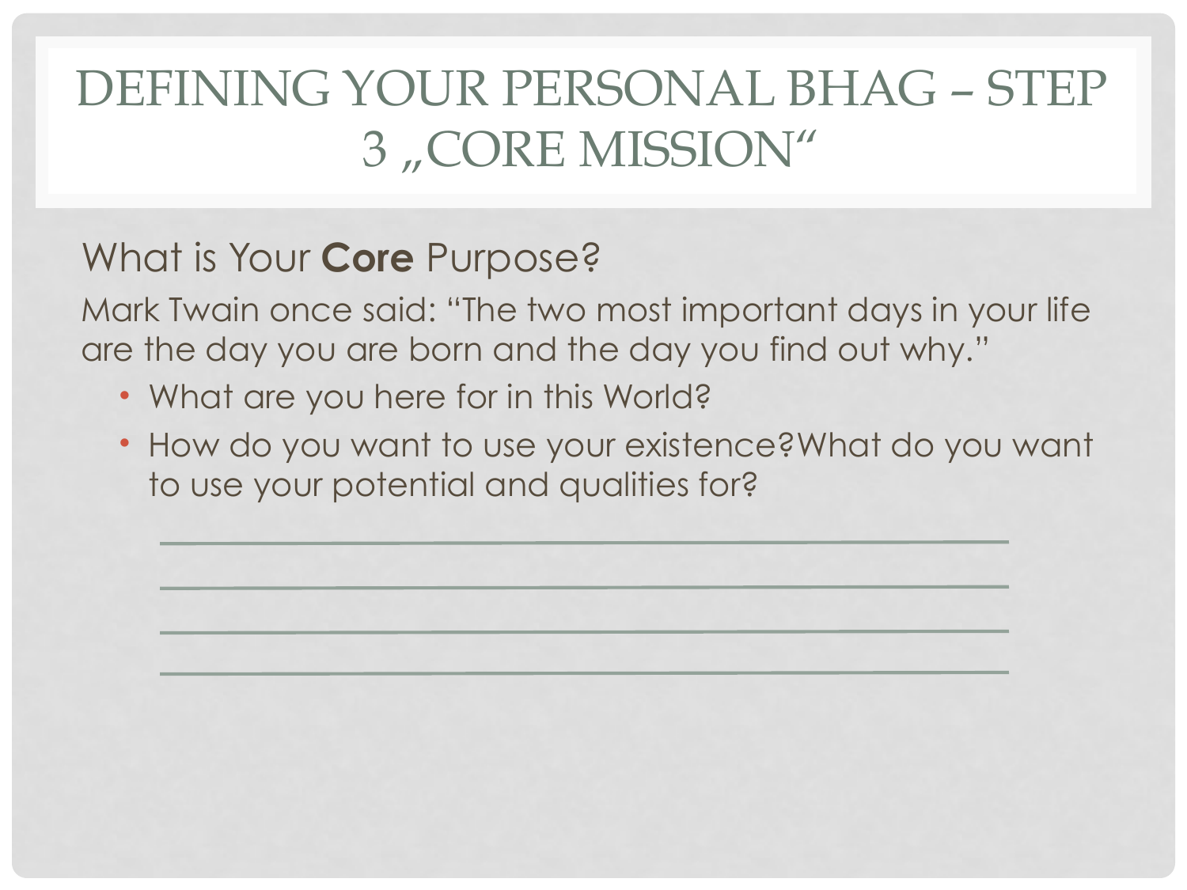# DEFINING YOUR PERSONAL BHAG – STEP 3 „CORE MISSION"

What is Your **Core** Purpose?

Mark Twain once said: "The two most important days in your life are the day you are born and the day you find out why."

- What are you here for in this World?
- How do you want to use your existence?What do you want to use your potential and qualities for?

\_\_\_\_\_\_\_\_\_\_\_\_\_\_\_\_\_\_\_\_\_\_\_\_\_\_\_\_\_\_\_\_\_\_\_\_\_\_\_\_\_\_\_\_\_\_\_\_

\_\_\_\_\_\_\_\_\_\_\_\_\_\_\_\_\_\_\_\_\_\_\_\_\_\_\_\_\_\_\_\_\_\_\_\_\_\_\_\_\_\_\_\_\_\_\_\_

\_\_\_\_\_\_\_\_\_\_\_\_\_\_\_\_\_\_\_\_\_\_\_\_\_\_\_\_\_\_\_\_\_\_\_\_\_\_\_\_\_\_\_\_\_\_\_\_

\_\_\_\_\_\_\_\_\_\_\_\_\_\_\_\_\_\_\_\_\_\_\_\_\_\_\_\_\_\_\_\_\_\_\_\_\_\_\_\_\_\_\_\_\_\_\_\_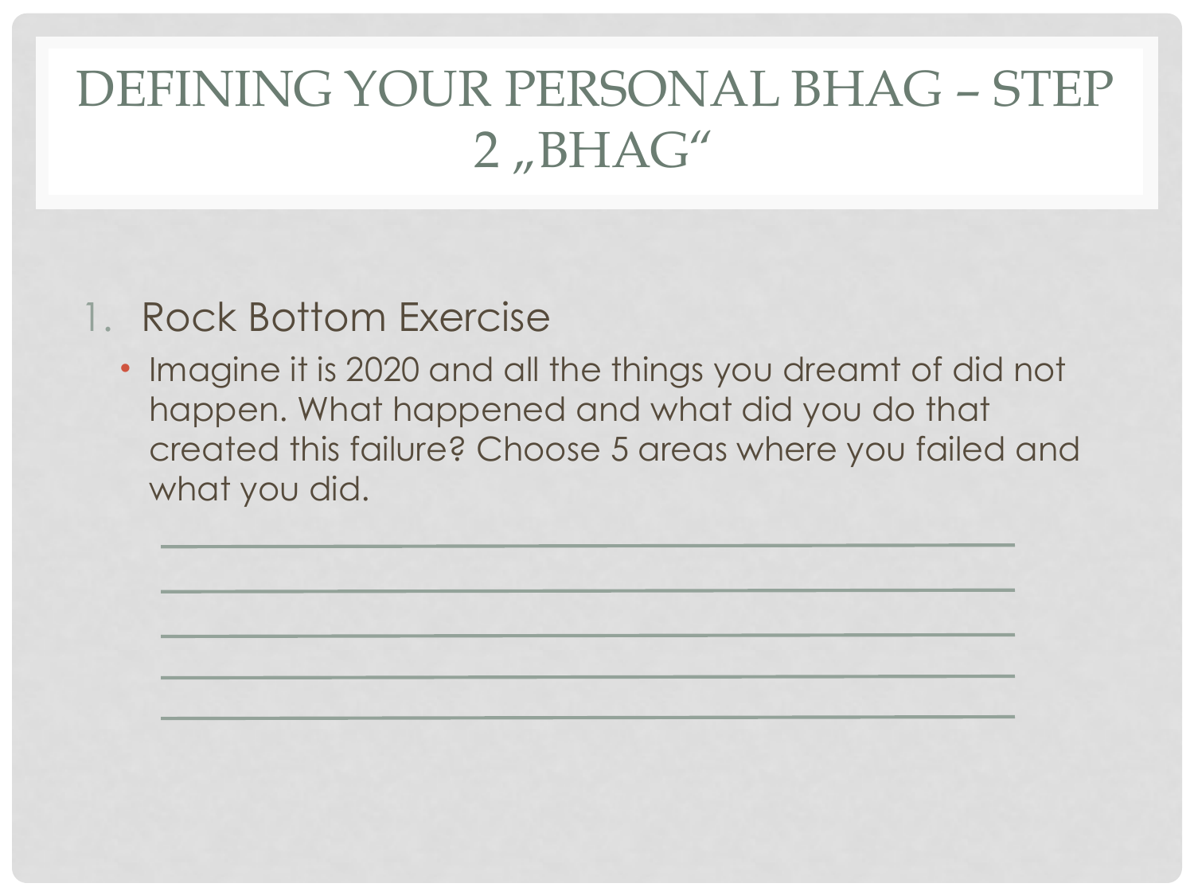# DEFINING YOUR PERSONAL BHAG – STEP 2 „BHAG“

1. Rock Bottom Exercise
   - Imagine it is 2020 and all the things you dreamt of did not happen. What happened and what did you do that created this failure? Choose 5 areas where you failed and what you did.

____________________________________________

____________________________________________

____________________________________________

____________________________________________

____________________________________________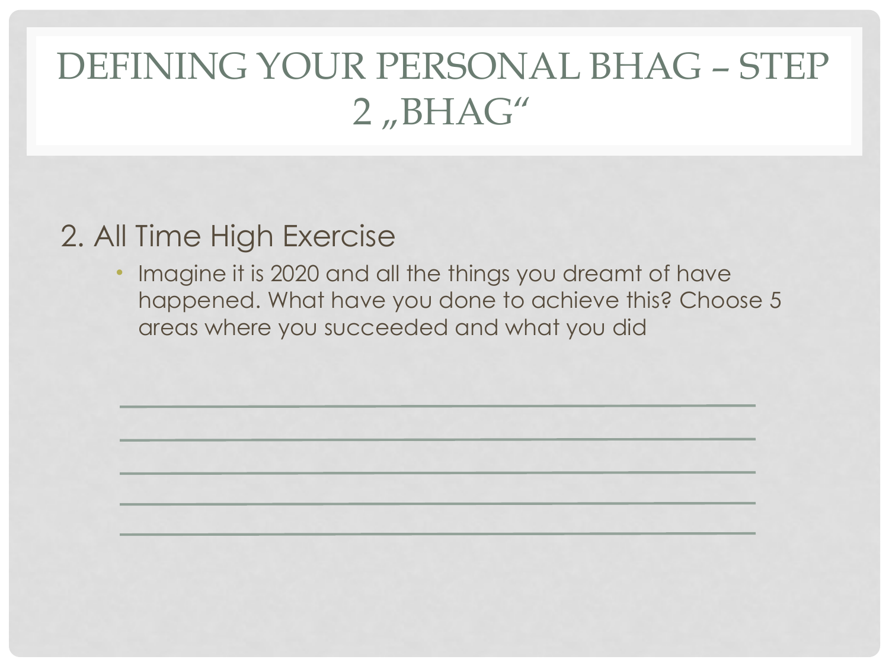# DEFINING YOUR PERSONAL BHAG – STEP 2 „BHAG"

2. All Time High Exercise

- Imagine it is 2020 and all the things you dreamt of have happened. What have you done to achieve this? Choose 5 areas where you succeeded and what you did

\_\_\_\_\_\_\_\_\_\_\_\_\_\_\_\_\_\_\_\_\_\_\_\_\_\_\_\_\_\_\_\_\_\_\_\_\_\_\_\_\_\_\_\_\_\_\_\_

\_\_\_\_\_\_\_\_\_\_\_\_\_\_\_\_\_\_\_\_\_\_\_\_\_\_\_\_\_\_\_\_\_\_\_\_\_\_\_\_\_\_\_\_\_\_\_\_

\_\_\_\_\_\_\_\_\_\_\_\_\_\_\_\_\_\_\_\_\_\_\_\_\_\_\_\_\_\_\_\_\_\_\_\_\_\_\_\_\_\_\_\_\_\_\_\_

\_\_\_\_\_\_\_\_\_\_\_\_\_\_\_\_\_\_\_\_\_\_\_\_\_\_\_\_\_\_\_\_\_\_\_\_\_\_\_\_\_\_\_\_\_\_\_\_

\_\_\_\_\_\_\_\_\_\_\_\_\_\_\_\_\_\_\_\_\_\_\_\_\_\_\_\_\_\_\_\_\_\_\_\_\_\_\_\_\_\_\_\_\_\_\_\_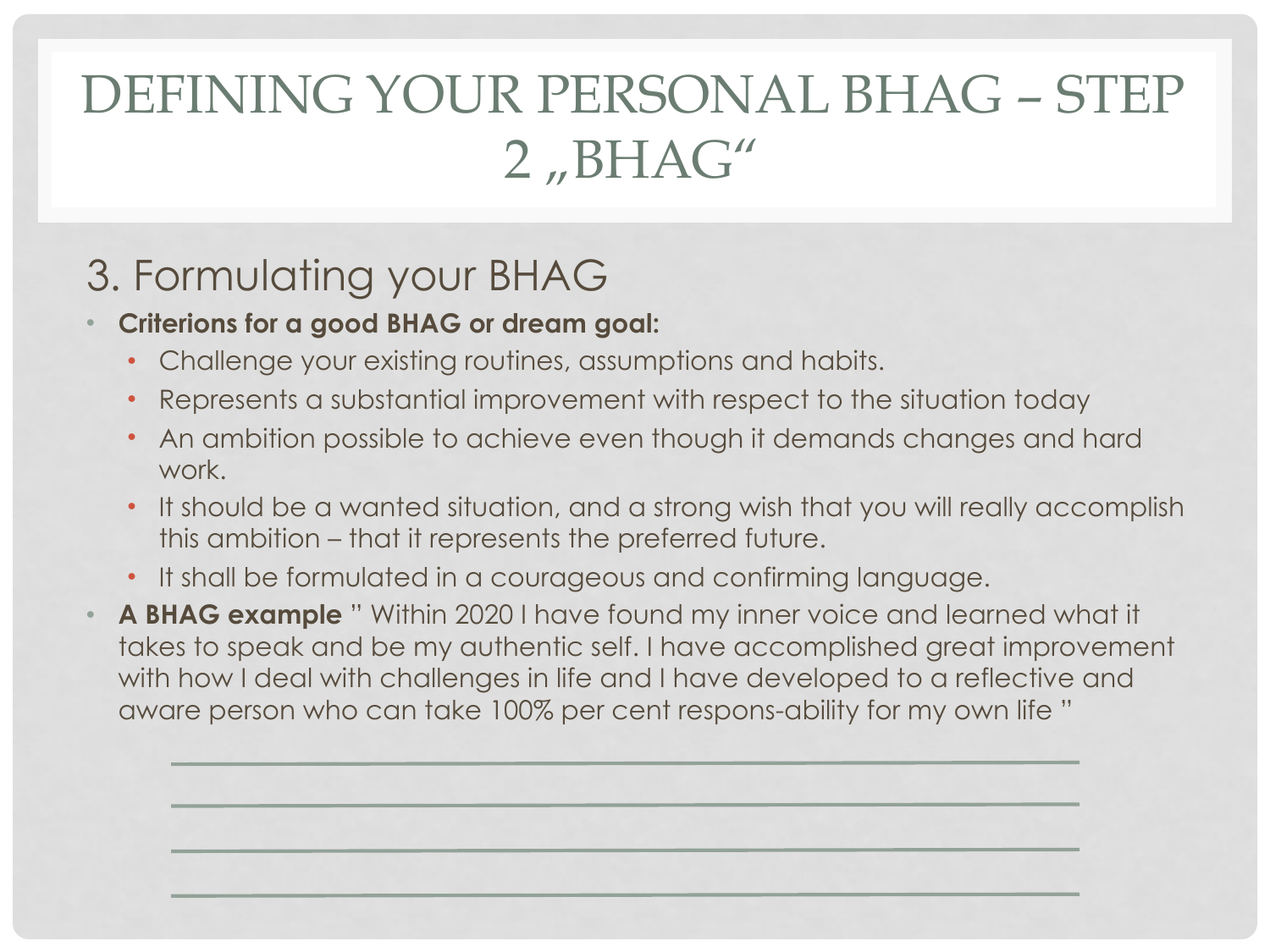# DEFINING YOUR PERSONAL BHAG – STEP 2 „BHAG“

## 3. Formulating your BHAG

- **Criterions for a good BHAG or dream goal:**
  - Challenge your existing routines, assumptions and habits.
  - Represents a substantial improvement with respect to the situation today
  - An ambition possible to achieve even though it demands changes and hard work.
  - It should be a wanted situation, and a strong wish that you will really accomplish this ambition – that it represents the preferred future.
  - It shall be formulated in a courageous and confirming language.
- **A BHAG example** " Within 2020 I have found my inner voice and learned what it takes to speak and be my authentic self. I have accomplished great improvement with how I deal with challenges in life and I have developed to a reflective and aware person who can take 100% per cent respons-ability for my own life "

\_\_\_\_\_\_\_\_\_\_\_\_\_\_\_\_\_\_\_\_\_\_\_\_\_\_\_\_\_\_\_\_\_\_\_\_\_\_\_\_\_\_\_\_\_\_\_\_

\_\_\_\_\_\_\_\_\_\_\_\_\_\_\_\_\_\_\_\_\_\_\_\_\_\_\_\_\_\_\_\_\_\_\_\_\_\_\_\_\_\_\_\_\_\_\_\_

\_\_\_\_\_\_\_\_\_\_\_\_\_\_\_\_\_\_\_\_\_\_\_\_\_\_\_\_\_\_\_\_\_\_\_\_\_\_\_\_\_\_\_\_\_\_\_\_

\_\_\_\_\_\_\_\_\_\_\_\_\_\_\_\_\_\_\_\_\_\_\_\_\_\_\_\_\_\_\_\_\_\_\_\_\_\_\_\_\_\_\_\_\_\_\_\_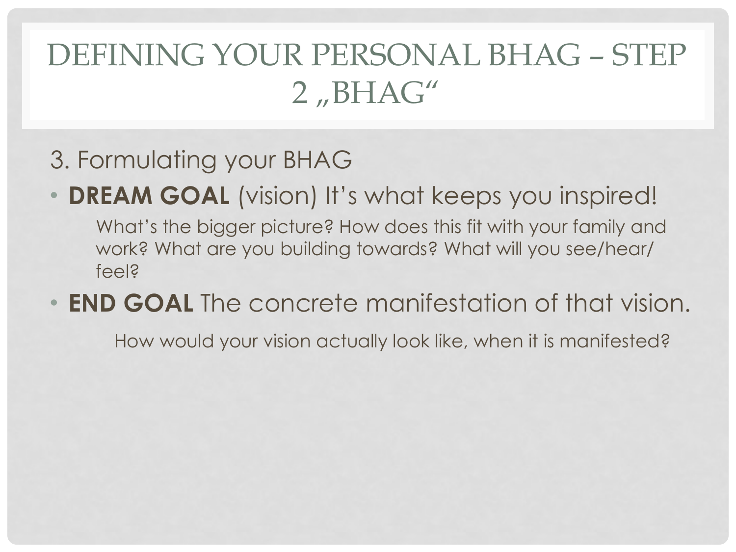# DEFINING YOUR PERSONAL BHAG – STEP 2 „BHAG“

3. Formulating your BHAG

- **DREAM GOAL** (vision) It's what keeps you inspired!

  What's the bigger picture? How does this fit with your family and work? What are you building towards? What will you see/hear/feel?

- **END GOAL** The concrete manifestation of that vision.

  How would your vision actually look like, when it is manifested?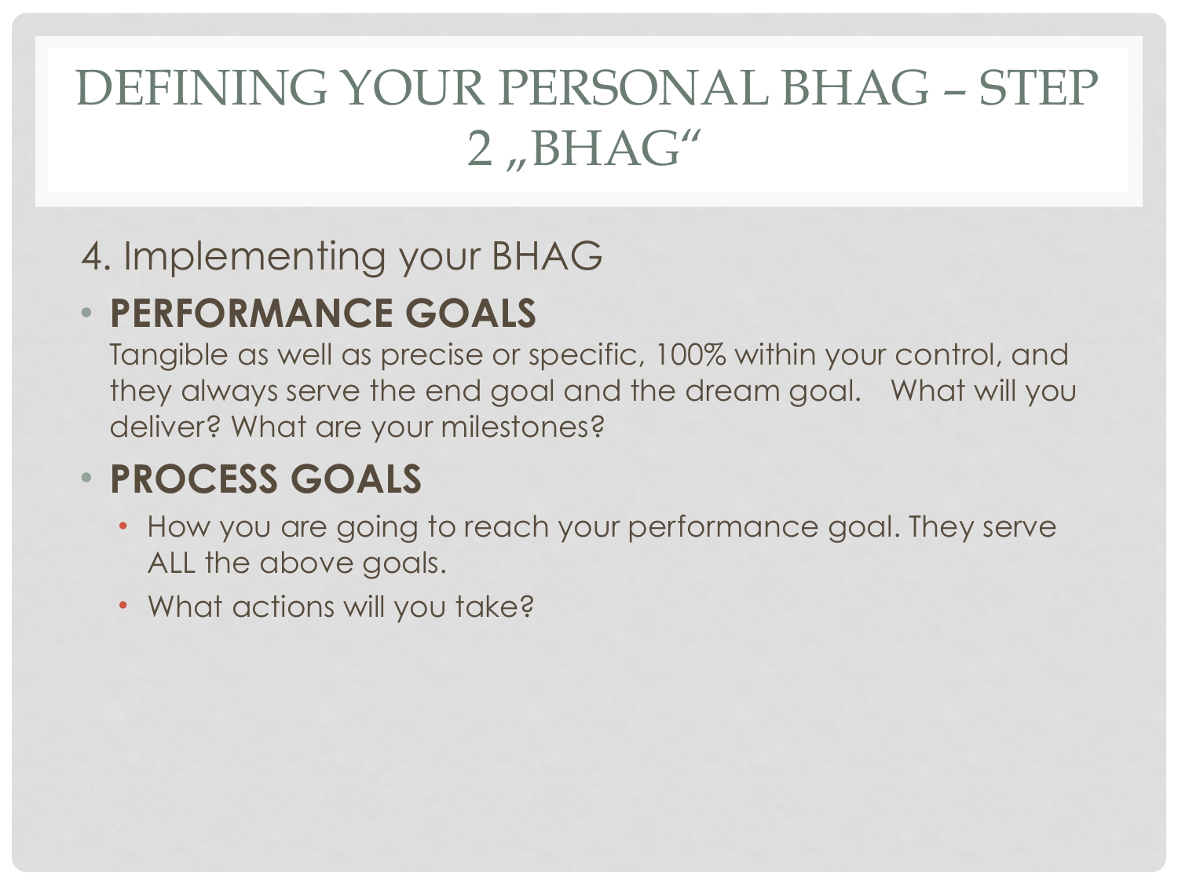# DEFINING YOUR PERSONAL BHAG – STEP 2 „BHAG“

4. Implementing your BHAG

- **PERFORMANCE GOALS**
  Tangible as well as precise or specific, 100% within your control, and they always serve the end goal and the dream goal. What will you deliver? What are your milestones?
- **PROCESS GOALS**
  - How you are going to reach your performance goal. They serve ALL the above goals.
  - What actions will you take?